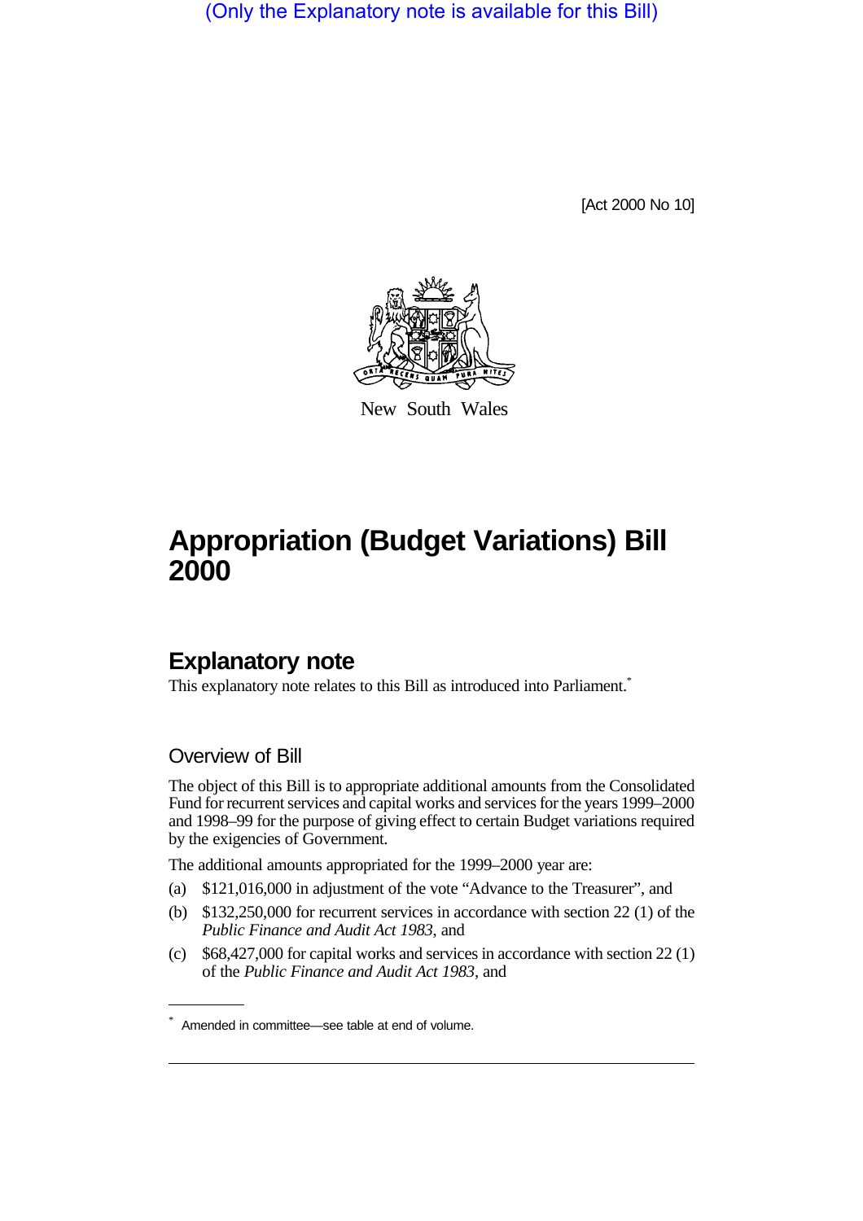(Only the Explanatory note is available for this Bill)

[Act 2000 No 10]

New South Wales

# Appropriation (Budget Variations) Bill 2000

## Explanatory note

This explanatory note relates to this Bill as introduced into Parliament.*

### Overview of Bill

The object of this Bill is to appropriate additional amounts from the Consolidated Fund for recurrent services and capital works and services for the years 1999–2000 and 1998–99 for the purpose of giving effect to certain Budget variations required by the exigencies of Government.

The additional amounts appropriated for the 1999–2000 year are:

(a) $121,016,000 in adjustment of the vote "Advance to the Treasurer", and

(b) $132,250,000 for recurrent services in accordance with section 22 (1) of the *Public Finance and Audit Act 1983*, and

(c) $68,427,000 for capital works and services in accordance with section 22 (1) of the *Public Finance and Audit Act 1983*, and

---

* Amended in committee—see table at end of volume.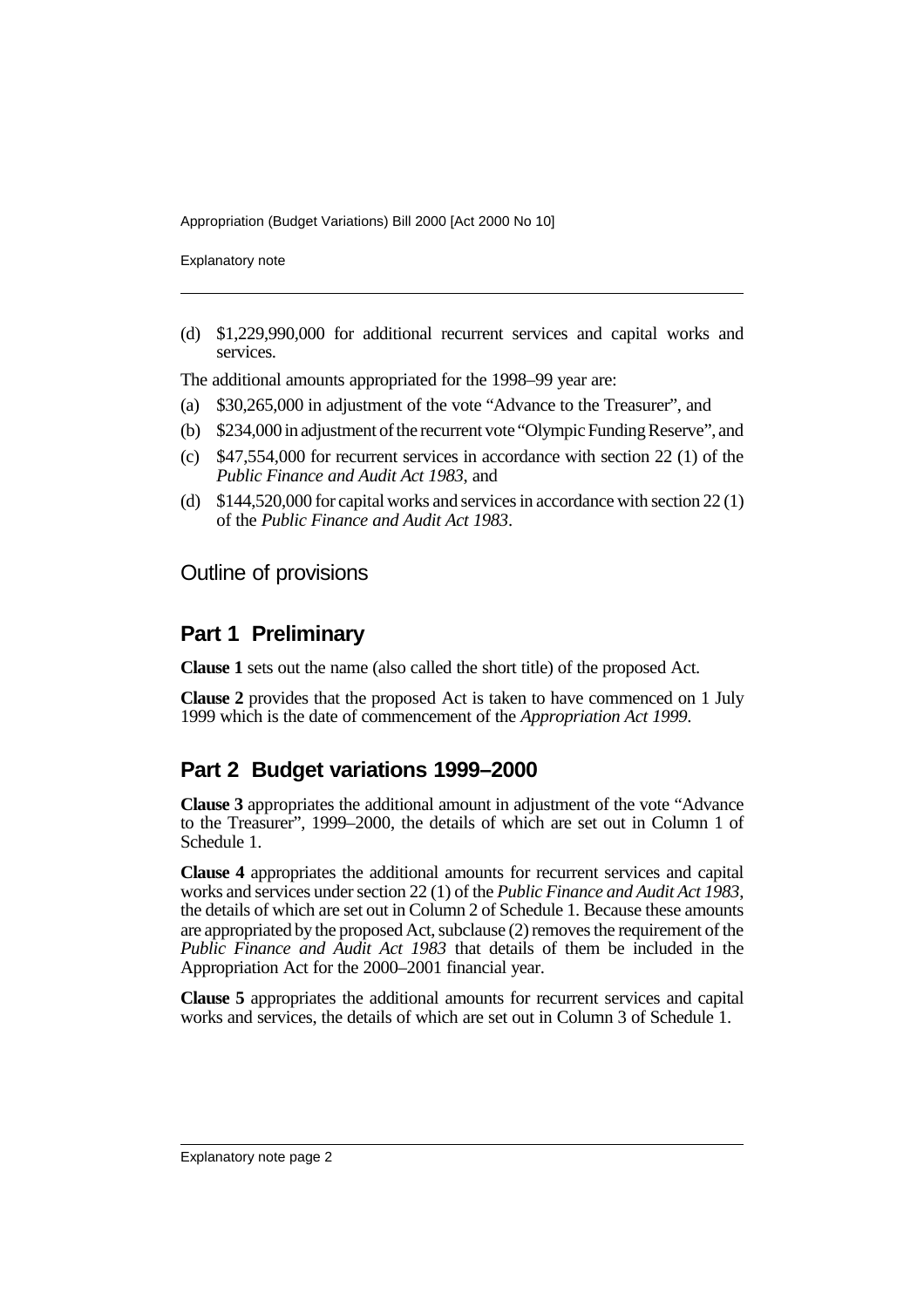(d) $1,229,990,000 for additional recurrent services and capital works and services.

The additional amounts appropriated for the 1998–99 year are:

(a) $30,265,000 in adjustment of the vote "Advance to the Treasurer", and

(b) $234,000 in adjustment of the recurrent vote "Olympic Funding Reserve", and

(c) $47,554,000 for recurrent services in accordance with section 22 (1) of the *Public Finance and Audit Act 1983*, and

(d) $144,520,000 for capital works and services in accordance with section 22 (1) of the *Public Finance and Audit Act 1983*.

## Outline of provisions

### Part 1 Preliminary

**Clause 1** sets out the name (also called the short title) of the proposed Act.

**Clause 2** provides that the proposed Act is taken to have commenced on 1 July 1999 which is the date of commencement of the *Appropriation Act 1999*.

### Part 2 Budget variations 1999–2000

**Clause 3** appropriates the additional amount in adjustment of the vote "Advance to the Treasurer", 1999–2000, the details of which are set out in Column 1 of Schedule 1.

**Clause 4** appropriates the additional amounts for recurrent services and capital works and services under section 22 (1) of the *Public Finance and Audit Act 1983*, the details of which are set out in Column 2 of Schedule 1. Because these amounts are appropriated by the proposed Act, subclause (2) removes the requirement of the *Public Finance and Audit Act 1983* that details of them be included in the Appropriation Act for the 2000–2001 financial year.

**Clause 5** appropriates the additional amounts for recurrent services and capital works and services, the details of which are set out in Column 3 of Schedule 1.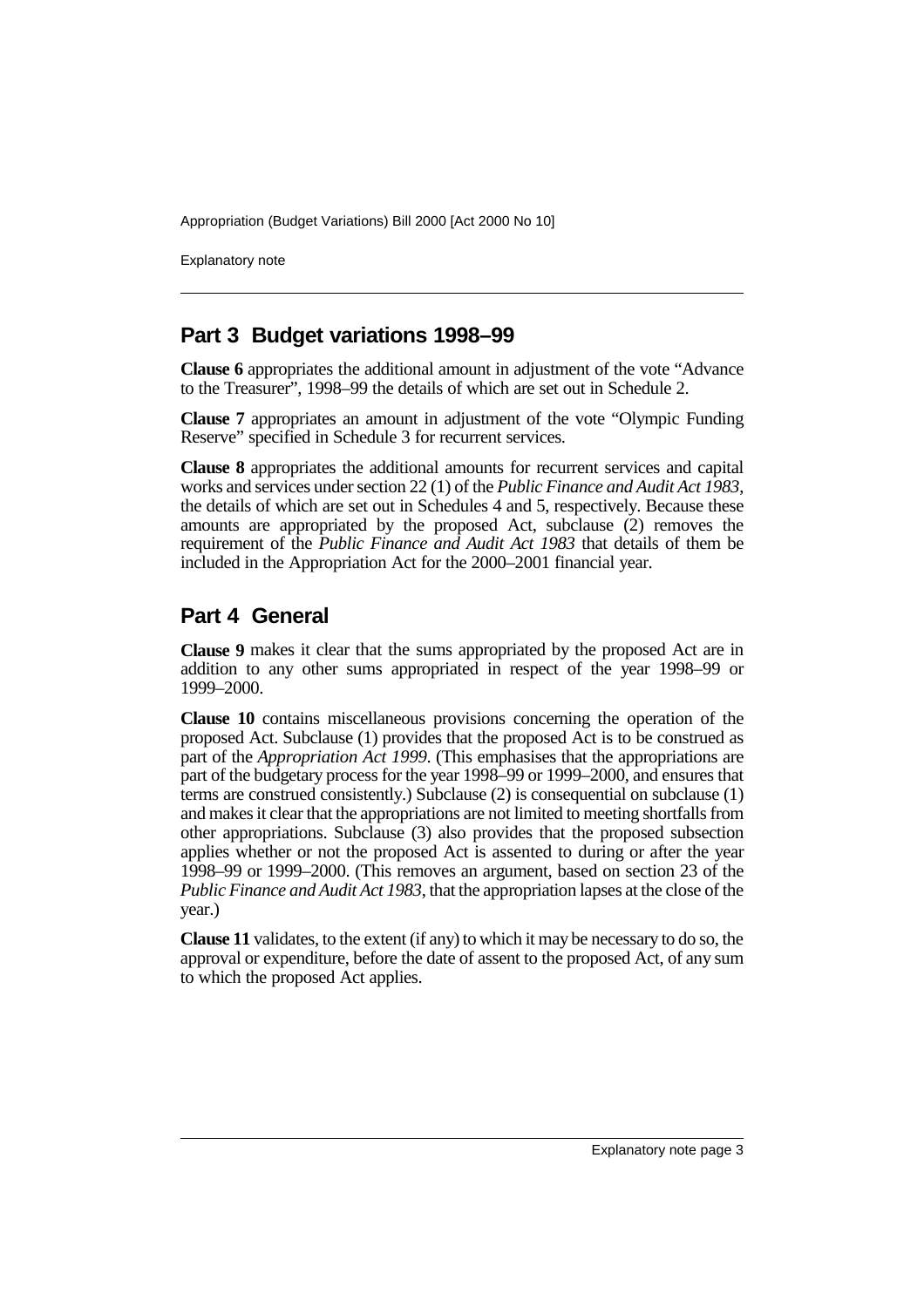## Part 3 Budget variations 1998–99

**Clause 6** appropriates the additional amount in adjustment of the vote "Advance to the Treasurer", 1998–99 the details of which are set out in Schedule 2.

**Clause 7** appropriates an amount in adjustment of the vote "Olympic Funding Reserve" specified in Schedule 3 for recurrent services.

**Clause 8** appropriates the additional amounts for recurrent services and capital works and services under section 22 (1) of the *Public Finance and Audit Act 1983*, the details of which are set out in Schedules 4 and 5, respectively. Because these amounts are appropriated by the proposed Act, subclause (2) removes the requirement of the *Public Finance and Audit Act 1983* that details of them be included in the Appropriation Act for the 2000–2001 financial year.

## Part 4 General

**Clause 9** makes it clear that the sums appropriated by the proposed Act are in addition to any other sums appropriated in respect of the year 1998–99 or 1999–2000.

**Clause 10** contains miscellaneous provisions concerning the operation of the proposed Act. Subclause (1) provides that the proposed Act is to be construed as part of the *Appropriation Act 1999*. (This emphasises that the appropriations are part of the budgetary process for the year 1998–99 or 1999–2000, and ensures that terms are construed consistently.) Subclause (2) is consequential on subclause (1) and makes it clear that the appropriations are not limited to meeting shortfalls from other appropriations. Subclause (3) also provides that the proposed subsection applies whether or not the proposed Act is assented to during or after the year 1998–99 or 1999–2000. (This removes an argument, based on section 23 of the *Public Finance and Audit Act 1983*, that the appropriation lapses at the close of the year.)

**Clause 11** validates, to the extent (if any) to which it may be necessary to do so, the approval or expenditure, before the date of assent to the proposed Act, of any sum to which the proposed Act applies.